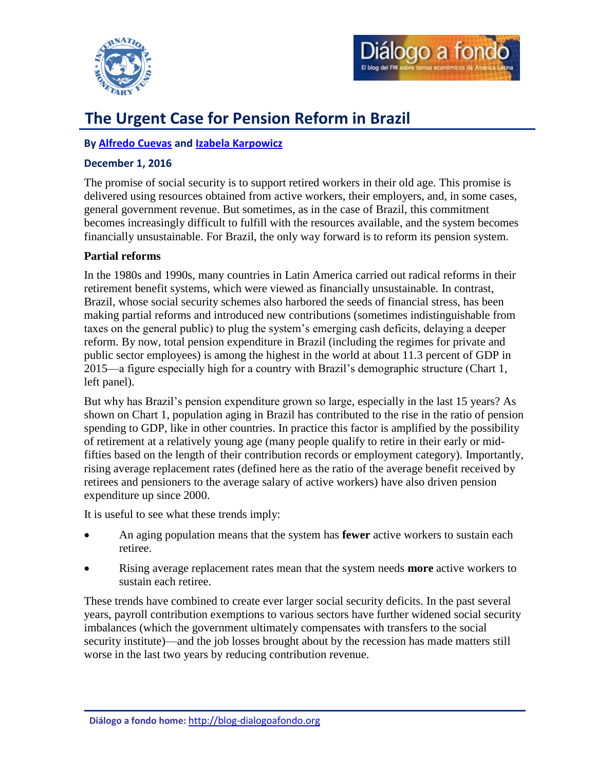# The Urgent Case for Pension Reform in Brazil

**By Alfredo Cuevas and Izabela Karpowicz**

**December 1, 2016**

The promise of social security is to support retired workers in their old age. This promise is delivered using resources obtained from active workers, their employers, and, in some cases, general government revenue. But sometimes, as in the case of Brazil, this commitment becomes increasingly difficult to fulfill with the resources available, and the system becomes financially unsustainable. For Brazil, the only way forward is to reform its pension system.

**Partial reforms**

In the 1980s and 1990s, many countries in Latin America carried out radical reforms in their retirement benefit systems, which were viewed as financially unsustainable. In contrast, Brazil, whose social security schemes also harbored the seeds of financial stress, has been making partial reforms and introduced new contributions (sometimes indistinguishable from taxes on the general public) to plug the system's emerging cash deficits, delaying a deeper reform. By now, total pension expenditure in Brazil (including the regimes for private and public sector employees) is among the highest in the world at about 11.3 percent of GDP in 2015—a figure especially high for a country with Brazil's demographic structure (Chart 1, left panel).

But why has Brazil's pension expenditure grown so large, especially in the last 15 years? As shown on Chart 1, population aging in Brazil has contributed to the rise in the ratio of pension spending to GDP, like in other countries. In practice this factor is amplified by the possibility of retirement at a relatively young age (many people qualify to retire in their early or mid-fifties based on the length of their contribution records or employment category). Importantly, rising average replacement rates (defined here as the ratio of the average benefit received by retirees and pensioners to the average salary of active workers) have also driven pension expenditure up since 2000.

It is useful to see what these trends imply:

- An aging population means that the system has **fewer** active workers to sustain each retiree.
- Rising average replacement rates mean that the system needs **more** active workers to sustain each retiree.

These trends have combined to create ever larger social security deficits. In the past several years, payroll contribution exemptions to various sectors have further widened social security imbalances (which the government ultimately compensates with transfers to the social security institute)—and the job losses brought about by the recession has made matters still worse in the last two years by reducing contribution revenue.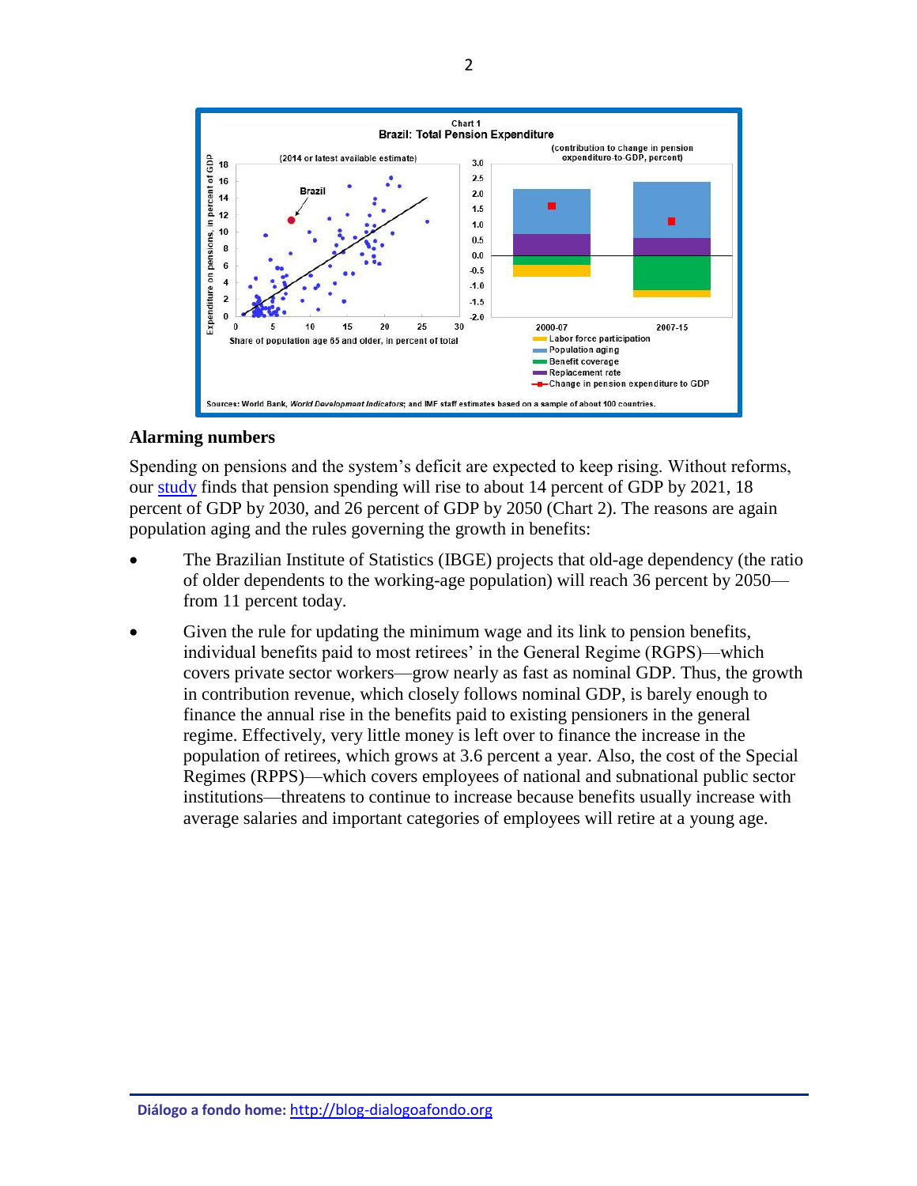**Chart 1**
**Brazil: Total Pension Expenditure**

Sources: World Bank, *World Development Indicators*; and IMF staff estimates based on a sample of about 100 countries.

### Alarming numbers

Spending on pensions and the system's deficit are expected to keep rising. Without reforms, our study finds that pension spending will rise to about 14 percent of GDP by 2021, 18 percent of GDP by 2030, and 26 percent of GDP by 2050 (Chart 2). The reasons are again population aging and the rules governing the growth in benefits:

- The Brazilian Institute of Statistics (IBGE) projects that old-age dependency (the ratio of older dependents to the working-age population) will reach 36 percent by 2050—from 11 percent today.
- Given the rule for updating the minimum wage and its link to pension benefits, individual benefits paid to most retirees' in the General Regime (RGPS)—which covers private sector workers—grow nearly as fast as nominal GDP. Thus, the growth in contribution revenue, which closely follows nominal GDP, is barely enough to finance the annual rise in the benefits paid to existing pensioners in the general regime. Effectively, very little money is left over to finance the increase in the population of retirees, which grows at 3.6 percent a year. Also, the cost of the Special Regimes (RPPS)—which covers employees of national and subnational public sector institutions—threatens to continue to increase because benefits usually increase with average salaries and important categories of employees will retire at a young age.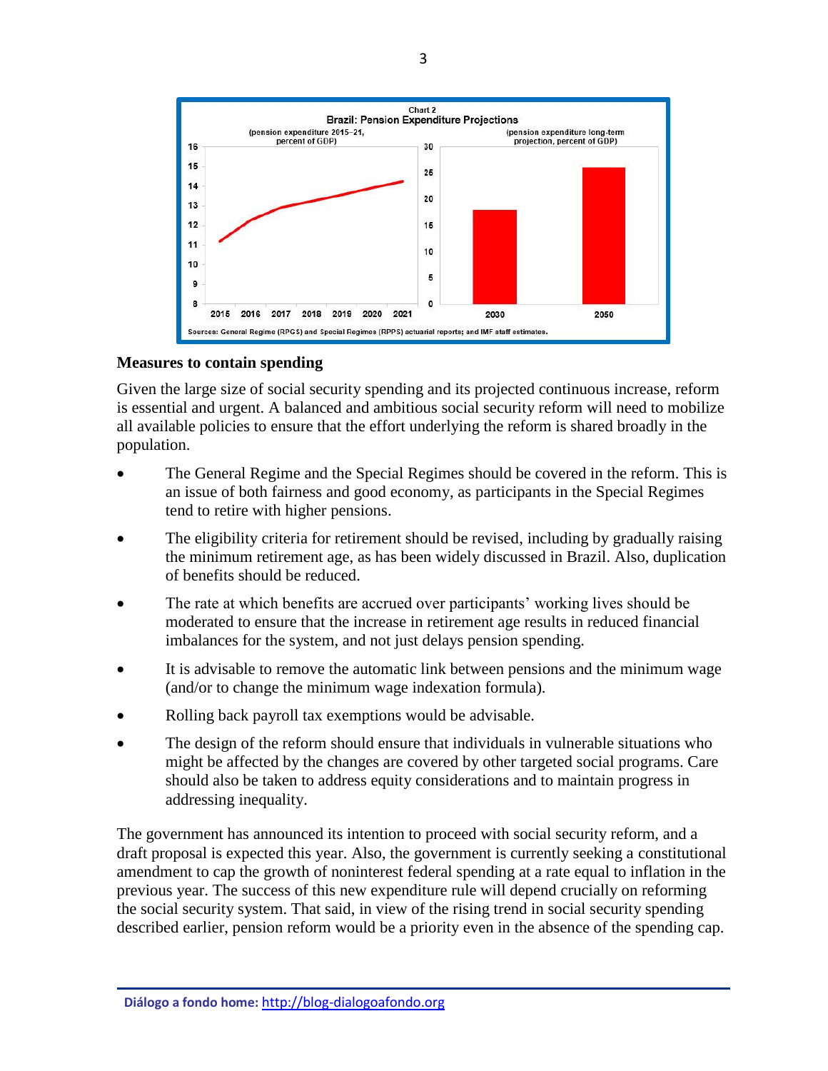**Chart 2**
**Brazil: Pension Expenditure Projections**

Sources: General Regime (RPGS) and Special Regimes (RPPS) actuarial reports; and IMF staff estimates.

### Measures to contain spending

Given the large size of social security spending and its projected continuous increase, reform is essential and urgent. A balanced and ambitious social security reform will need to mobilize all available policies to ensure that the effort underlying the reform is shared broadly in the population.

- The General Regime and the Special Regimes should be covered in the reform. This is an issue of both fairness and good economy, as participants in the Special Regimes tend to retire with higher pensions.
- The eligibility criteria for retirement should be revised, including by gradually raising the minimum retirement age, as has been widely discussed in Brazil. Also, duplication of benefits should be reduced.
- The rate at which benefits are accrued over participants' working lives should be moderated to ensure that the increase in retirement age results in reduced financial imbalances for the system, and not just delays pension spending.
- It is advisable to remove the automatic link between pensions and the minimum wage (and/or to change the minimum wage indexation formula).
- Rolling back payroll tax exemptions would be advisable.
- The design of the reform should ensure that individuals in vulnerable situations who might be affected by the changes are covered by other targeted social programs. Care should also be taken to address equity considerations and to maintain progress in addressing inequality.

The government has announced its intention to proceed with social security reform, and a draft proposal is expected this year. Also, the government is currently seeking a constitutional amendment to cap the growth of noninterest federal spending at a rate equal to inflation in the previous year. The success of this new expenditure rule will depend crucially on reforming the social security system. That said, in view of the rising trend in social security spending described earlier, pension reform would be a priority even in the absence of the spending cap.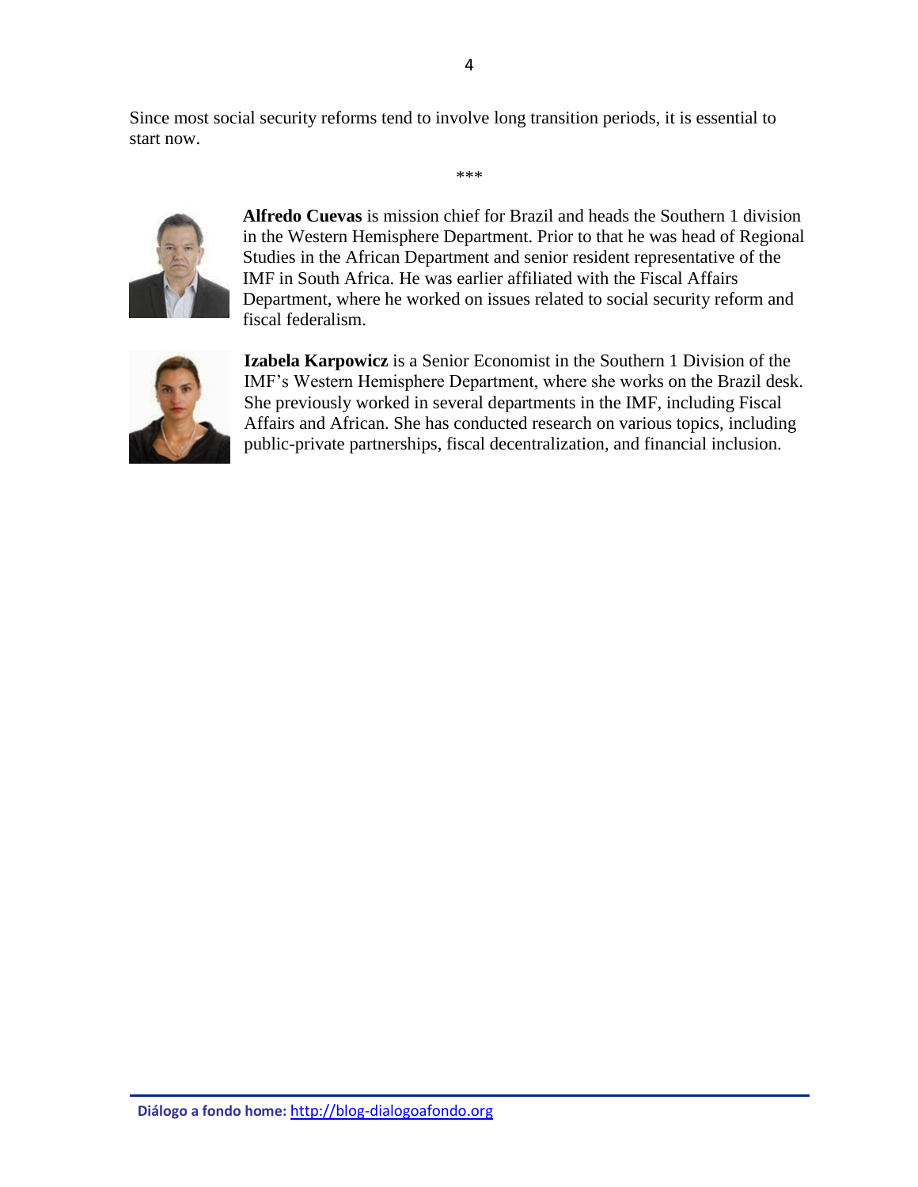Since most social security reforms tend to involve long transition periods, it is essential to start now.

***

**Alfredo Cuevas** is mission chief for Brazil and heads the Southern 1 division in the Western Hemisphere Department. Prior to that he was head of Regional Studies in the African Department and senior resident representative of the IMF in South Africa. He was earlier affiliated with the Fiscal Affairs Department, where he worked on issues related to social security reform and fiscal federalism.

**Izabela Karpowicz** is a Senior Economist in the Southern 1 Division of the IMF's Western Hemisphere Department, where she works on the Brazil desk. She previously worked in several departments in the IMF, including Fiscal Affairs and African. She has conducted research on various topics, including public-private partnerships, fiscal decentralization, and financial inclusion.

**Diálogo a fondo home:** http://blog-dialogoafondo.org